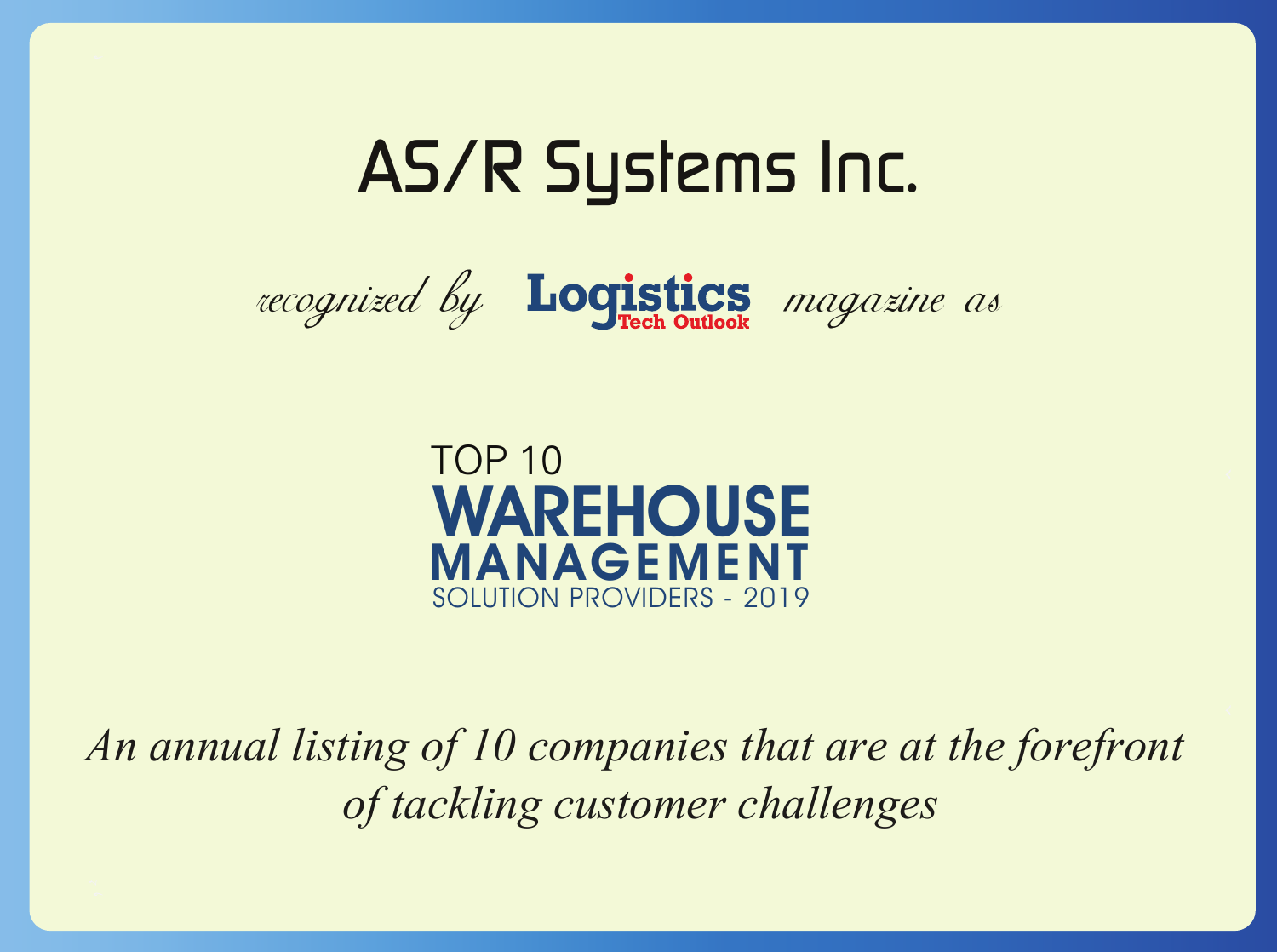# AS/R Systems Inc.

*recognized by* **Logistics** Tech Outlook *magazine as*

TOP 10
## WAREHOUSE MANAGEMENT
SOLUTION PROVIDERS - 2019

*An annual listing of 10 companies that are at the forefront of tackling customer challenges*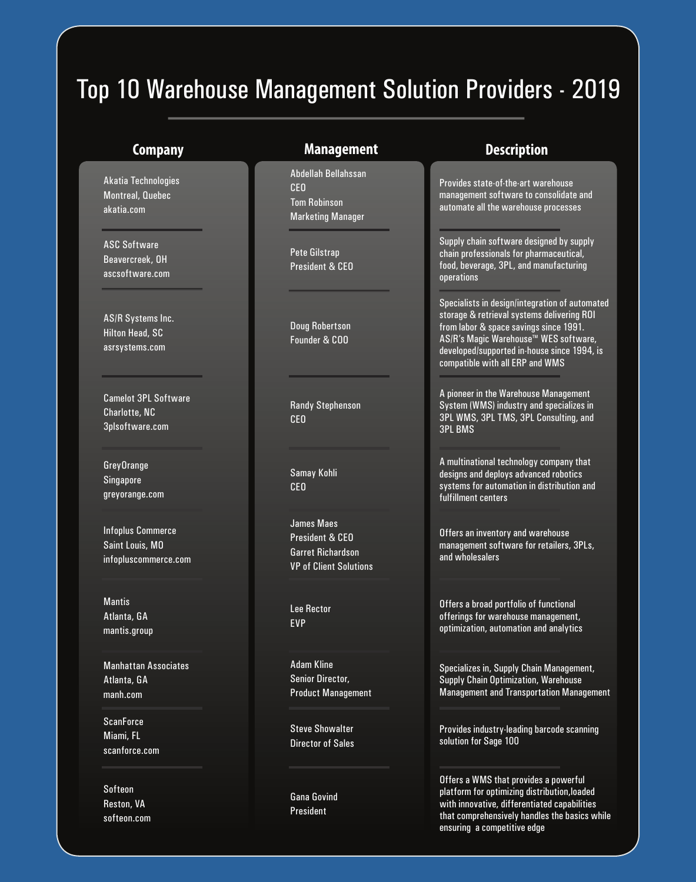# Top 10 Warehouse Management Solution Providers - 2019

| Company | Management | Description |
| --- | --- | --- |
| Akatia Technologies<br>Montreal, Quebec<br>akatia.com | Abdellah Bellahssan<br>CEO<br>Tom Robinson<br>Marketing Manager | Provides state-of-the-art warehouse management software to consolidate and automate all the warehouse processes |
| ASC Software<br>Beavercreek, OH<br>ascsoftware.com | Pete Gilstrap<br>President & CEO | Supply chain software designed by supply chain professionals for pharmaceutical, food, beverage, 3PL, and manufacturing operations |
| AS/R Systems Inc.<br>Hilton Head, SC<br>asrsystems.com | Doug Robertson<br>Founder & COO | Specialists in design/integration of automated storage & retrieval systems delivering ROI from labor & space savings since 1991. AS/R's Magic Warehouse™ WES software, developed/supported in-house since 1994, is compatible with all ERP and WMS |
| Camelot 3PL Software<br>Charlotte, NC<br>3plsoftware.com | Randy Stephenson<br>CEO | A pioneer in the Warehouse Management System (WMS) industry and specializes in 3PL WMS, 3PL TMS, 3PL Consulting, and 3PL BMS |
| GreyOrange<br>Singapore<br>greyorange.com | Samay Kohli<br>CEO | A multinational technology company that designs and deploys advanced robotics systems for automation in distribution and fulfillment centers |
| Infoplus Commerce<br>Saint Louis, MO<br>infopluscommerce.com | James Maes<br>President & CEO<br>Garret Richardson<br>VP of Client Solutions | Offers an inventory and warehouse management software for retailers, 3PLs, and wholesalers |
| Mantis<br>Atlanta, GA<br>mantis.group | Lee Rector<br>EVP | Offers a broad portfolio of functional offerings for warehouse management, optimization, automation and analytics |
| Manhattan Associates<br>Atlanta, GA<br>manh.com | Adam Kline<br>Senior Director, Product Management | Specializes in, Supply Chain Management, Supply Chain Optimization, Warehouse Management and Transportation Management |
| ScanForce<br>Miami, FL<br>scanforce.com | Steve Showalter<br>Director of Sales | Provides industry-leading barcode scanning solution for Sage 100 |
| Softeon<br>Reston, VA<br>softeon.com | Gana Govind<br>President | Offers a WMS that provides a powerful platform for optimizing distribution,loaded with innovative, differentiated capabilities that comprehensively handles the basics while ensuring a competitive edge |